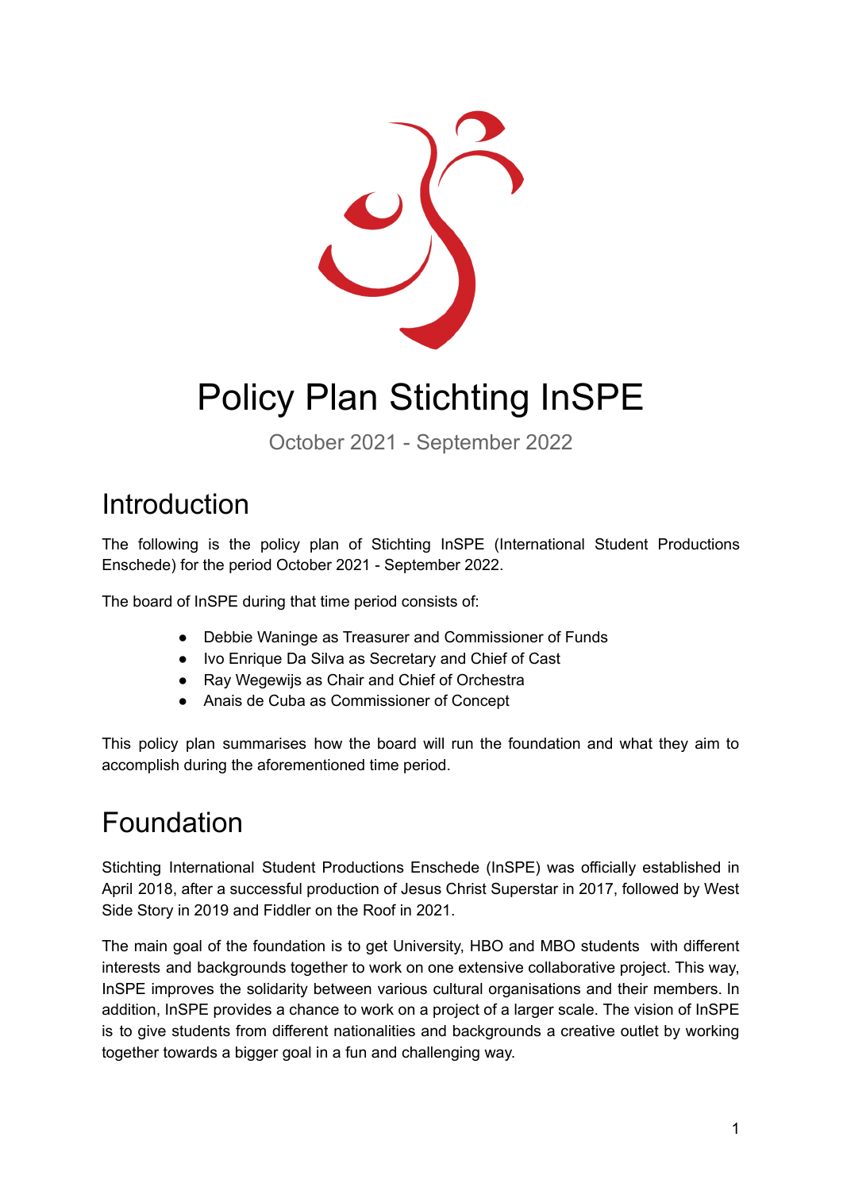# Policy Plan Stichting InSPE

October 2021 - September 2022

## Introduction

The following is the policy plan of Stichting InSPE (International Student Productions Enschede) for the period October 2021 - September 2022.

The board of InSPE during that time period consists of:

- Debbie Waninge as Treasurer and Commissioner of Funds
- Ivo Enrique Da Silva as Secretary and Chief of Cast
- Ray Wegewijs as Chair and Chief of Orchestra
- Anais de Cuba as Commissioner of Concept

This policy plan summarises how the board will run the foundation and what they aim to accomplish during the aforementioned time period.

## Foundation

Stichting International Student Productions Enschede (InSPE) was officially established in April 2018, after a successful production of Jesus Christ Superstar in 2017, followed by West Side Story in 2019 and Fiddler on the Roof in 2021.

The main goal of the foundation is to get University, HBO and MBO students with different interests and backgrounds together to work on one extensive collaborative project. This way, InSPE improves the solidarity between various cultural organisations and their members. In addition, InSPE provides a chance to work on a project of a larger scale. The vision of InSPE is to give students from different nationalities and backgrounds a creative outlet by working together towards a bigger goal in a fun and challenging way.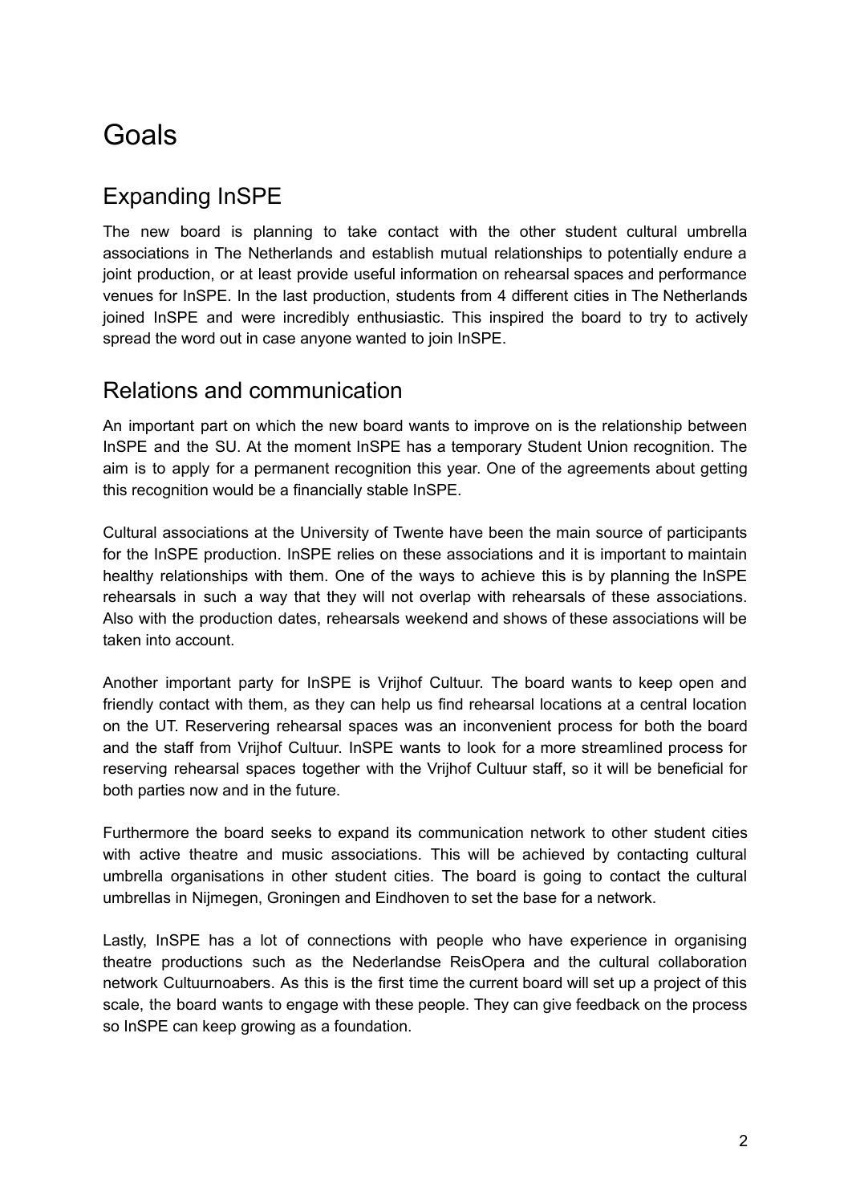# Goals

## Expanding InSPE

The new board is planning to take contact with the other student cultural umbrella associations in The Netherlands and establish mutual relationships to potentially endure a joint production, or at least provide useful information on rehearsal spaces and performance venues for InSPE. In the last production, students from 4 different cities in The Netherlands joined InSPE and were incredibly enthusiastic. This inspired the board to try to actively spread the word out in case anyone wanted to join InSPE.

## Relations and communication

An important part on which the new board wants to improve on is the relationship between InSPE and the SU. At the moment InSPE has a temporary Student Union recognition. The aim is to apply for a permanent recognition this year. One of the agreements about getting this recognition would be a financially stable InSPE.

Cultural associations at the University of Twente have been the main source of participants for the InSPE production. InSPE relies on these associations and it is important to maintain healthy relationships with them. One of the ways to achieve this is by planning the InSPE rehearsals in such a way that they will not overlap with rehearsals of these associations. Also with the production dates, rehearsals weekend and shows of these associations will be taken into account.

Another important party for InSPE is Vrijhof Cultuur. The board wants to keep open and friendly contact with them, as they can help us find rehearsal locations at a central location on the UT. Reservering rehearsal spaces was an inconvenient process for both the board and the staff from Vrijhof Cultuur. InSPE wants to look for a more streamlined process for reserving rehearsal spaces together with the Vrijhof Cultuur staff, so it will be beneficial for both parties now and in the future.

Furthermore the board seeks to expand its communication network to other student cities with active theatre and music associations. This will be achieved by contacting cultural umbrella organisations in other student cities. The board is going to contact the cultural umbrellas in Nijmegen, Groningen and Eindhoven to set the base for a network.

Lastly, InSPE has a lot of connections with people who have experience in organising theatre productions such as the Nederlandse ReisOpera and the cultural collaboration network Cultuurnoabers. As this is the first time the current board will set up a project of this scale, the board wants to engage with these people. They can give feedback on the process so InSPE can keep growing as a foundation.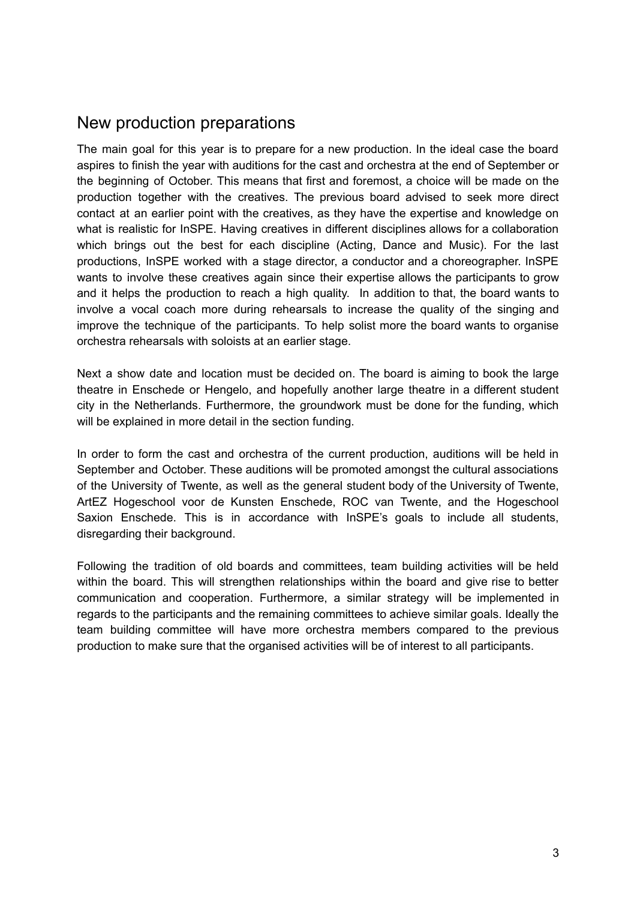## New production preparations

The main goal for this year is to prepare for a new production. In the ideal case the board aspires to finish the year with auditions for the cast and orchestra at the end of September or the beginning of October. This means that first and foremost, a choice will be made on the production together with the creatives. The previous board advised to seek more direct contact at an earlier point with the creatives, as they have the expertise and knowledge on what is realistic for InSPE. Having creatives in different disciplines allows for a collaboration which brings out the best for each discipline (Acting, Dance and Music). For the last productions, InSPE worked with a stage director, a conductor and a choreographer. InSPE wants to involve these creatives again since their expertise allows the participants to grow and it helps the production to reach a high quality.  In addition to that, the board wants to involve a vocal coach more during rehearsals to increase the quality of the singing and improve the technique of the participants. To help solist more the board wants to organise orchestra rehearsals with soloists at an earlier stage.

Next a show date and location must be decided on. The board is aiming to book the large theatre in Enschede or Hengelo, and hopefully another large theatre in a different student city in the Netherlands. Furthermore, the groundwork must be done for the funding, which will be explained in more detail in the section funding.

In order to form the cast and orchestra of the current production, auditions will be held in September and October. These auditions will be promoted amongst the cultural associations of the University of Twente, as well as the general student body of the University of Twente, ArtEZ Hogeschool voor de Kunsten Enschede, ROC van Twente, and the Hogeschool Saxion Enschede. This is in accordance with InSPE's goals to include all students, disregarding their background.

Following the tradition of old boards and committees, team building activities will be held within the board. This will strengthen relationships within the board and give rise to better communication and cooperation. Furthermore, a similar strategy will be implemented in regards to the participants and the remaining committees to achieve similar goals. Ideally the team building committee will have more orchestra members compared to the previous production to make sure that the organised activities will be of interest to all participants.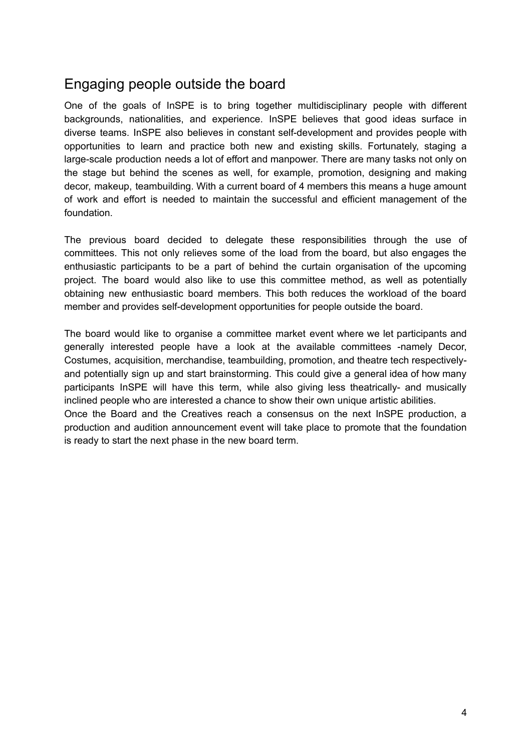## Engaging people outside the board

One of the goals of InSPE is to bring together multidisciplinary people with different backgrounds, nationalities, and experience. InSPE believes that good ideas surface in diverse teams. InSPE also believes in constant self-development and provides people with opportunities to learn and practice both new and existing skills. Fortunately, staging a large-scale production needs a lot of effort and manpower. There are many tasks not only on the stage but behind the scenes as well, for example, promotion, designing and making decor, makeup, teambuilding. With a current board of 4 members this means a huge amount of work and effort is needed to maintain the successful and efficient management of the foundation.

The previous board decided to delegate these responsibilities through the use of committees. This not only relieves some of the load from the board, but also engages the enthusiastic participants to be a part of behind the curtain organisation of the upcoming project. The board would also like to use this committee method, as well as potentially obtaining new enthusiastic board members. This both reduces the workload of the board member and provides self-development opportunities for people outside the board.

The board would like to organise a committee market event where we let participants and generally interested people have a look at the available committees -namely Decor, Costumes, acquisition, merchandise, teambuilding, promotion, and theatre tech respectively- and potentially sign up and start brainstorming. This could give a general idea of how many participants InSPE will have this term, while also giving less theatrically- and musically inclined people who are interested a chance to show their own unique artistic abilities.

Once the Board and the Creatives reach a consensus on the next InSPE production, a production and audition announcement event will take place to promote that the foundation is ready to start the next phase in the new board term.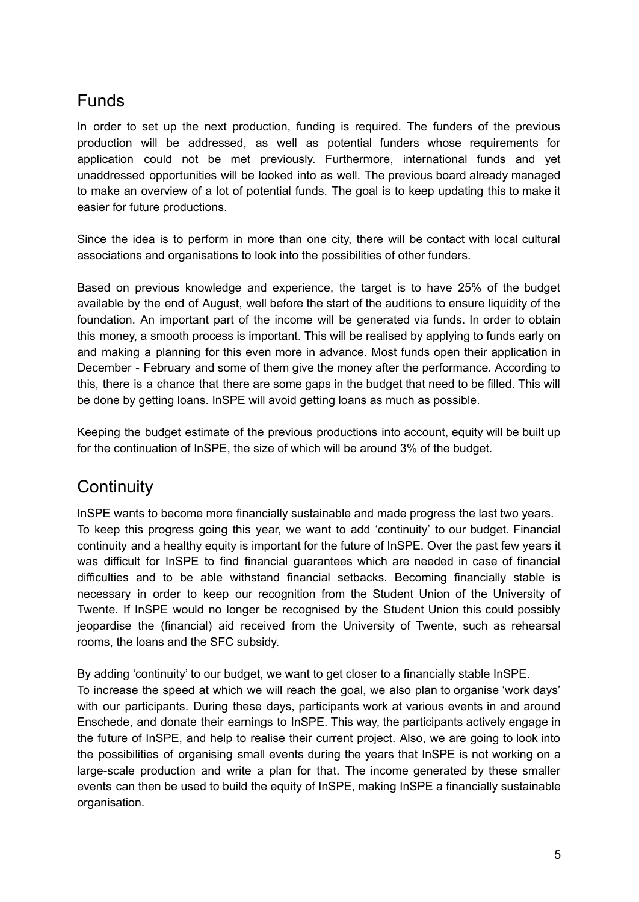## Funds

In order to set up the next production, funding is required. The funders of the previous production will be addressed, as well as potential funders whose requirements for application could not be met previously. Furthermore, international funds and yet unaddressed opportunities will be looked into as well. The previous board already managed to make an overview of a lot of potential funds. The goal is to keep updating this to make it easier for future productions.

Since the idea is to perform in more than one city, there will be contact with local cultural associations and organisations to look into the possibilities of other funders.

Based on previous knowledge and experience, the target is to have 25% of the budget available by the end of August, well before the start of the auditions to ensure liquidity of the foundation. An important part of the income will be generated via funds. In order to obtain this money, a smooth process is important. This will be realised by applying to funds early on and making a planning for this even more in advance. Most funds open their application in December - February and some of them give the money after the performance. According to this, there is a chance that there are some gaps in the budget that need to be filled. This will be done by getting loans. InSPE will avoid getting loans as much as possible.

Keeping the budget estimate of the previous productions into account, equity will be built up for the continuation of InSPE, the size of which will be around 3% of the budget.

## Continuity

InSPE wants to become more financially sustainable and made progress the last two years. To keep this progress going this year, we want to add 'continuity' to our budget. Financial continuity and a healthy equity is important for the future of InSPE. Over the past few years it was difficult for InSPE to find financial guarantees which are needed in case of financial difficulties and to be able withstand financial setbacks. Becoming financially stable is necessary in order to keep our recognition from the Student Union of the University of Twente. If InSPE would no longer be recognised by the Student Union this could possibly jeopardise the (financial) aid received from the University of Twente, such as rehearsal rooms, the loans and the SFC subsidy.

By adding 'continuity' to our budget, we want to get closer to a financially stable InSPE. To increase the speed at which we will reach the goal, we also plan to organise 'work days' with our participants. During these days, participants work at various events in and around Enschede, and donate their earnings to InSPE. This way, the participants actively engage in the future of InSPE, and help to realise their current project. Also, we are going to look into the possibilities of organising small events during the years that InSPE is not working on a large-scale production and write a plan for that. The income generated by these smaller events can then be used to build the equity of InSPE, making InSPE a financially sustainable organisation.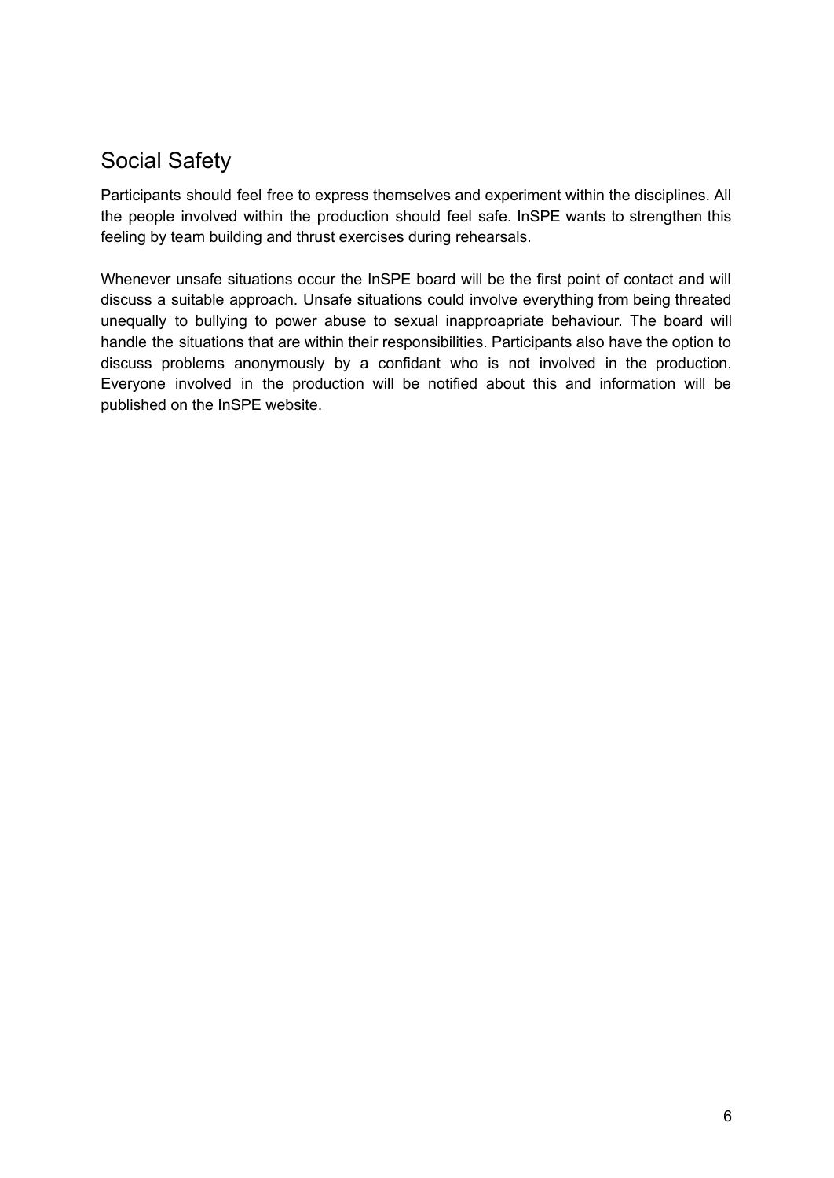## Social Safety

Participants should feel free to express themselves and experiment within the disciplines. All the people involved within the production should feel safe. InSPE wants to strengthen this feeling by team building and thrust exercises during rehearsals.

Whenever unsafe situations occur the InSPE board will be the first point of contact and will discuss a suitable approach. Unsafe situations could involve everything from being threated unequally to bullying to power abuse to sexual inapproapriate behaviour. The board will handle the situations that are within their responsibilities. Participants also have the option to discuss problems anonymously by a confidant who is not involved in the production. Everyone involved in the production will be notified about this and information will be published on the InSPE website.